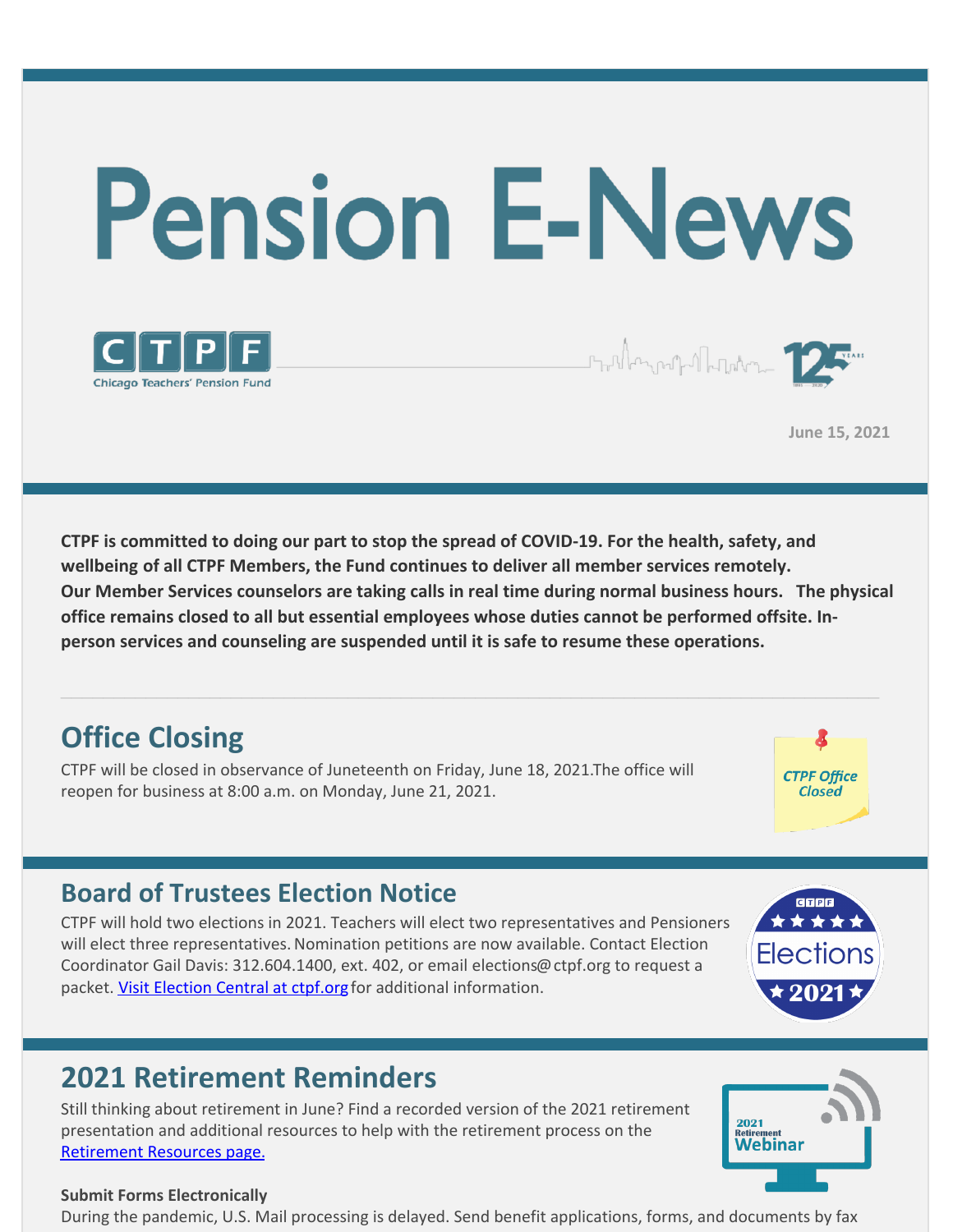# Pension E-News

June 15, 2021

**CTPF is committed to doing our part to stop the spread of COVID-19. For the health, safety, and wellbeing of all CTPF Members, the Fund continues to deliver all member services remotely. Our Member Services counselors are taking calls in real time during normal business hours. The physical office remains closed to all but essential employees whose duties cannot be performed offsite. In-person services and counseling are suspended until it is safe to resume these operations.**

---

## Office Closing

CTPF will be closed in observance of Juneteenth on Friday, June 18, 2021.The office will reopen for business at 8:00 a.m. on Monday, June 21, 2021.

## Board of Trustees Election Notice

CTPF will hold two elections in 2021. Teachers will elect two representatives and Pensioners will elect three representatives. Nomination petitions are now available. Contact Election Coordinator Gail Davis: 312.604.1400, ext. 402, or email elections@ctpf.org to request a packet. [Visit Election Central at ctpf.org](#) for additional information.

## 2021 Retirement Reminders

Still thinking about retirement in June? Find a recorded version of the 2021 retirement presentation and additional resources to help with the retirement process on the [Retirement Resources page.](#)

**Submit Forms Electronically**

During the pandemic, U.S. Mail processing is delayed. Send benefit applications, forms, and documents by fax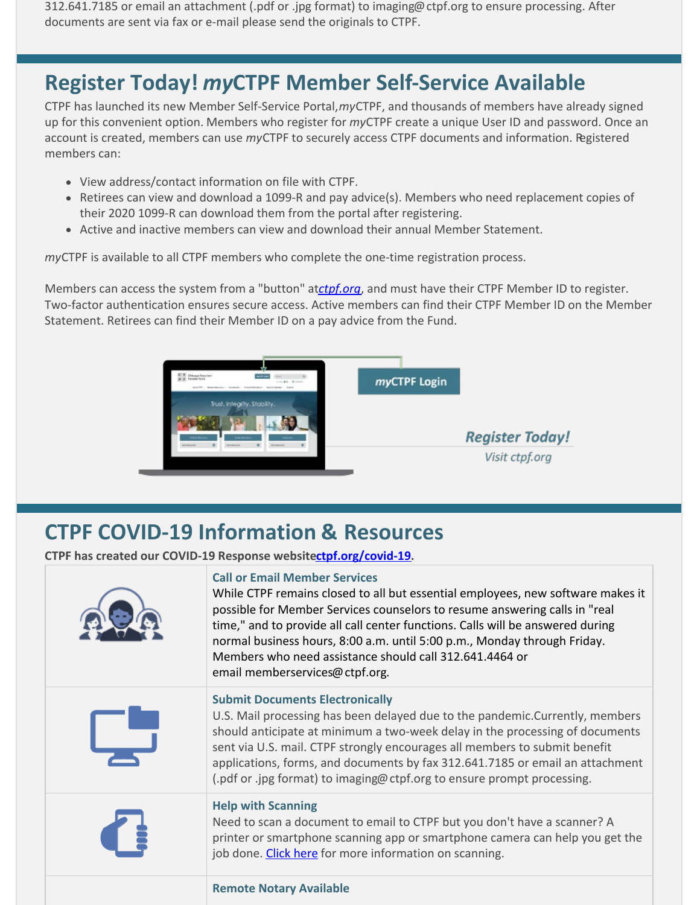312.641.7185 or email an attachment (.pdf or .jpg format) to imaging@ctpf.org to ensure processing. After documents are sent via fax or e-mail please send the originals to CTPF.

## Register Today! *my*CTPF Member Self-Service Available

CTPF has launched its new Member Self-Service Portal, *my*CTPF, and thousands of members have already signed up for this convenient option. Members who register for *my*CTPF create a unique User ID and password. Once an account is created, members can use *my*CTPF to securely access CTPF documents and information. Registered members can:

- View address/contact information on file with CTPF.
- Retirees can view and download a 1099-R and pay advice(s). Members who need replacement copies of their 2020 1099-R can download them from the portal after registering.
- Active and inactive members can view and download their annual Member Statement.

*my*CTPF is available to all CTPF members who complete the one-time registration process.

Members can access the system from a "button" at *ctpf.org*, and must have their CTPF Member ID to register. Two-factor authentication ensures secure access. Active members can find their CTPF Member ID on the Member Statement. Retirees can find their Member ID on a pay advice from the Fund.

*my*CTPF Login

***Register Today!***
*Visit ctpf.org*

## CTPF COVID-19 Information & Resources

**CTPF has created our COVID-19 Response website ctpf.org/covid-19.**

### Call or Email Member Services

While CTPF remains closed to all but essential employees, new software makes it possible for Member Services counselors to resume answering calls in "real time," and to provide all call center functions. Calls will be answered during normal business hours, 8:00 a.m. until 5:00 p.m., Monday through Friday. Members who need assistance should call 312.641.4464 or email memberservices@ctpf.org.

### Submit Documents Electronically

U.S. Mail processing has been delayed due to the pandemic. Currently, members should anticipate at minimum a two-week delay in the processing of documents sent via U.S. mail. CTPF strongly encourages all members to submit benefit applications, forms, and documents by fax 312.641.7185 or email an attachment (.pdf or .jpg format) to imaging@ctpf.org to ensure prompt processing.

### Help with Scanning

Need to scan a document to email to CTPF but you don't have a scanner? A printer or smartphone scanning app or smartphone camera can help you get the job done. Click here for more information on scanning.

### Remote Notary Available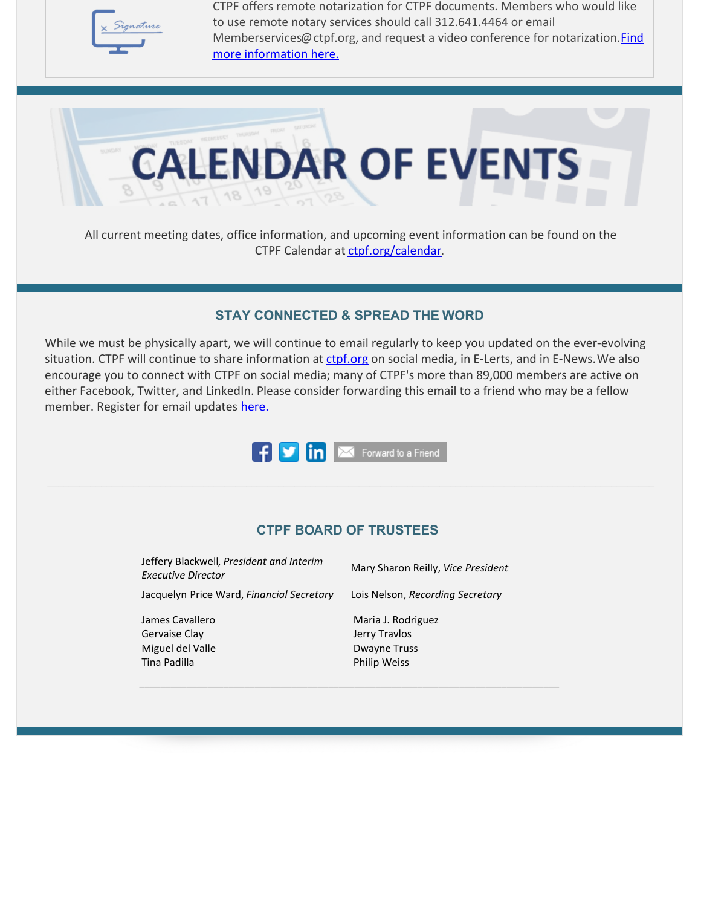CTPF offers remote notarization for CTPF documents. Members who would like to use remote notary services should call 312.641.4464 or email Memberservices@ctpf.org, and request a video conference for notarization. Find more information here.

# CALENDAR OF EVENTS

All current meeting dates, office information, and upcoming event information can be found on the CTPF Calendar at ctpf.org/calendar.

## STAY CONNECTED & SPREAD THE WORD

While we must be physically apart, we will continue to email regularly to keep you updated on the ever-evolving situation. CTPF will continue to share information at ctpf.org on social media, in E-Lerts, and in E-News. We also encourage you to connect with CTPF on social media; many of CTPF's more than 89,000 members are active on either Facebook, Twitter, and LinkedIn. Please consider forwarding this email to a friend who may be a fellow member. Register for email updates here.

Forward to a Friend

## CTPF BOARD OF TRUSTEES

Jeffery Blackwell, *President and Interim Executive Director*
Mary Sharon Reilly, *Vice President*
Jacquelyn Price Ward, *Financial Secretary*
Lois Nelson, *Recording Secretary*

James Cavallero
Gervaise Clay
Miguel del Valle
Tina Padilla
Maria J. Rodriguez
Jerry Travlos
Dwayne Truss
Philip Weiss